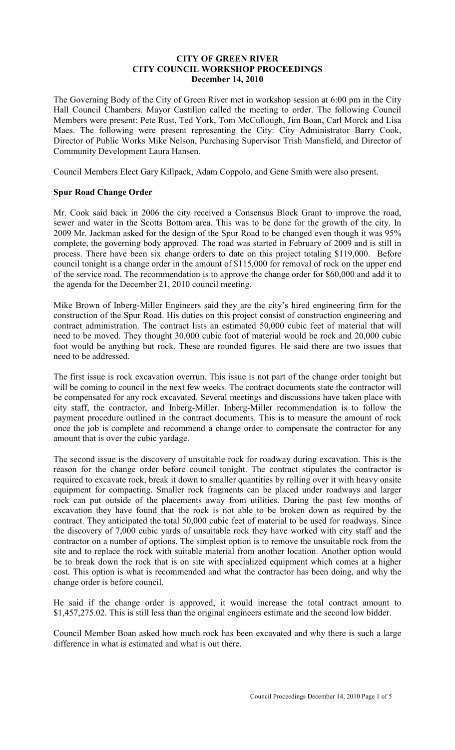# CITY OF GREEN RIVER
# CITY COUNCIL WORKSHOP PROCEEDINGS
# December 14, 2010

The Governing Body of the City of Green River met in workshop session at 6:00 pm in the City Hall Council Chambers. Mayor Castillon called the meeting to order. The following Council Members were present: Pete Rust, Ted York, Tom McCullough, Jim Boan, Carl Morck and Lisa Maes. The following were present representing the City: City Administrator Barry Cook, Director of Public Works Mike Nelson, Purchasing Supervisor Trish Mansfield, and Director of Community Development Laura Hansen.

Council Members Elect Gary Killpack, Adam Coppolo, and Gene Smith were also present.

**Spur Road Change Order**

Mr. Cook said back in 2006 the city received a Consensus Block Grant to improve the road, sewer and water in the Scotts Bottom area. This was to be done for the growth of the city. In 2009 Mr. Jackman asked for the design of the Spur Road to be changed even though it was 95% complete, the governing body approved. The road was started in February of 2009 and is still in process. There have been six change orders to date on this project totaling $119,000. Before council tonight is a change order in the amount of $115,000 for removal of rock on the upper end of the service road. The recommendation is to approve the change order for $60,000 and add it to the agenda for the December 21, 2010 council meeting.

Mike Brown of Inberg-Miller Engineers said they are the city's hired engineering firm for the construction of the Spur Road. His duties on this project consist of construction engineering and contract administration. The contract lists an estimated 50,000 cubic feet of material that will need to be moved. They thought 30,000 cubic foot of material would be rock and 20,000 cubic foot would be anything but rock. These are rounded figures. He said there are two issues that need to be addressed.

The first issue is rock excavation overrun. This issue is not part of the change order tonight but will be coming to council in the next few weeks. The contract documents state the contractor will be compensated for any rock excavated. Several meetings and discussions have taken place with city staff, the contractor, and Inberg-Miller. Inberg-Miller recommendation is to follow the payment procedure outlined in the contract documents. This is to measure the amount of rock once the job is complete and recommend a change order to compensate the contractor for any amount that is over the cubic yardage.

The second issue is the discovery of unsuitable rock for roadway during excavation. This is the reason for the change order before council tonight. The contract stipulates the contractor is required to excavate rock, break it down to smaller quantities by rolling over it with heavy onsite equipment for compacting. Smaller rock fragments can be placed under roadways and larger rock can put outside of the placements away from utilities. During the past few months of excavation they have found that the rock is not able to be broken down as required by the contract. They anticipated the total 50,000 cubic feet of material to be used for roadways. Since the discovery of 7,000 cubic yards of unsuitable rock they have worked with city staff and the contractor on a number of options. The simplest option is to remove the unsuitable rock from the site and to replace the rock with suitable material from another location. Another option would be to break down the rock that is on site with specialized equipment which comes at a higher cost. This option is what is recommended and what the contractor has been doing, and why the change order is before council.

He said if the change order is approved, it would increase the total contract amount to $1,457,275.02. This is still less than the original engineers estimate and the second low bidder.

Council Member Boan asked how much rock has been excavated and why there is such a large difference in what is estimated and what is out there.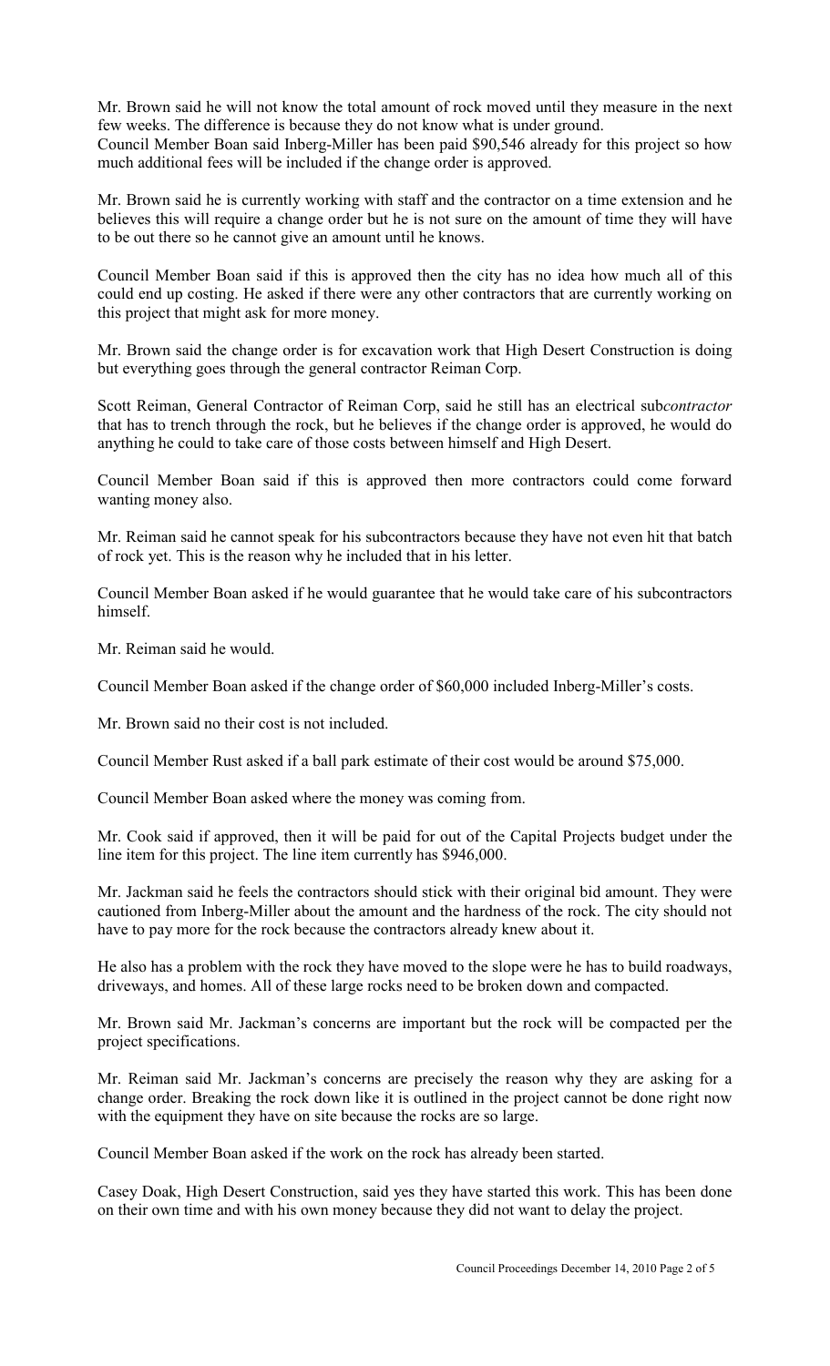Mr. Brown said he will not know the total amount of rock moved until they measure in the next few weeks. The difference is because they do not know what is under ground.
Council Member Boan said Inberg-Miller has been paid $90,546 already for this project so how much additional fees will be included if the change order is approved.

Mr. Brown said he is currently working with staff and the contractor on a time extension and he believes this will require a change order but he is not sure on the amount of time they will have to be out there so he cannot give an amount until he knows.

Council Member Boan said if this is approved then the city has no idea how much all of this could end up costing. He asked if there were any other contractors that are currently working on this project that might ask for more money.

Mr. Brown said the change order is for excavation work that High Desert Construction is doing but everything goes through the general contractor Reiman Corp.

Scott Reiman, General Contractor of Reiman Corp, said he still has an electrical sub*contractor* that has to trench through the rock, but he believes if the change order is approved, he would do anything he could to take care of those costs between himself and High Desert.

Council Member Boan said if this is approved then more contractors could come forward wanting money also.

Mr. Reiman said he cannot speak for his subcontractors because they have not even hit that batch of rock yet. This is the reason why he included that in his letter.

Council Member Boan asked if he would guarantee that he would take care of his subcontractors himself.

Mr. Reiman said he would.

Council Member Boan asked if the change order of $60,000 included Inberg-Miller's costs.

Mr. Brown said no their cost is not included.

Council Member Rust asked if a ball park estimate of their cost would be around $75,000.

Council Member Boan asked where the money was coming from.

Mr. Cook said if approved, then it will be paid for out of the Capital Projects budget under the line item for this project. The line item currently has $946,000.

Mr. Jackman said he feels the contractors should stick with their original bid amount. They were cautioned from Inberg-Miller about the amount and the hardness of the rock. The city should not have to pay more for the rock because the contractors already knew about it.

He also has a problem with the rock they have moved to the slope were he has to build roadways, driveways, and homes. All of these large rocks need to be broken down and compacted.

Mr. Brown said Mr. Jackman's concerns are important but the rock will be compacted per the project specifications.

Mr. Reiman said Mr. Jackman's concerns are precisely the reason why they are asking for a change order. Breaking the rock down like it is outlined in the project cannot be done right now with the equipment they have on site because the rocks are so large.

Council Member Boan asked if the work on the rock has already been started.

Casey Doak, High Desert Construction, said yes they have started this work. This has been done on their own time and with his own money because they did not want to delay the project.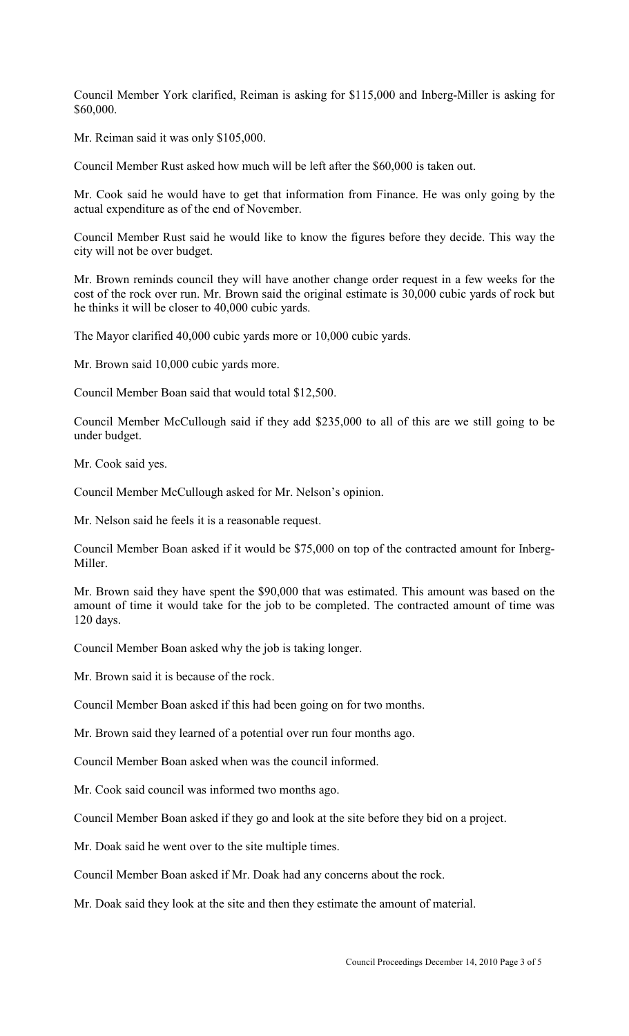Council Member York clarified, Reiman is asking for $115,000 and Inberg-Miller is asking for $60,000.

Mr. Reiman said it was only $105,000.

Council Member Rust asked how much will be left after the $60,000 is taken out.

Mr. Cook said he would have to get that information from Finance. He was only going by the actual expenditure as of the end of November.

Council Member Rust said he would like to know the figures before they decide. This way the city will not be over budget.

Mr. Brown reminds council they will have another change order request in a few weeks for the cost of the rock over run. Mr. Brown said the original estimate is 30,000 cubic yards of rock but he thinks it will be closer to 40,000 cubic yards.

The Mayor clarified 40,000 cubic yards more or 10,000 cubic yards.

Mr. Brown said 10,000 cubic yards more.

Council Member Boan said that would total $12,500.

Council Member McCullough said if they add $235,000 to all of this are we still going to be under budget.

Mr. Cook said yes.

Council Member McCullough asked for Mr. Nelson's opinion.

Mr. Nelson said he feels it is a reasonable request.

Council Member Boan asked if it would be $75,000 on top of the contracted amount for Inberg-Miller.

Mr. Brown said they have spent the $90,000 that was estimated. This amount was based on the amount of time it would take for the job to be completed. The contracted amount of time was 120 days.

Council Member Boan asked why the job is taking longer.

Mr. Brown said it is because of the rock.

Council Member Boan asked if this had been going on for two months.

Mr. Brown said they learned of a potential over run four months ago.

Council Member Boan asked when was the council informed.

Mr. Cook said council was informed two months ago.

Council Member Boan asked if they go and look at the site before they bid on a project.

Mr. Doak said he went over to the site multiple times.

Council Member Boan asked if Mr. Doak had any concerns about the rock.

Mr. Doak said they look at the site and then they estimate the amount of material.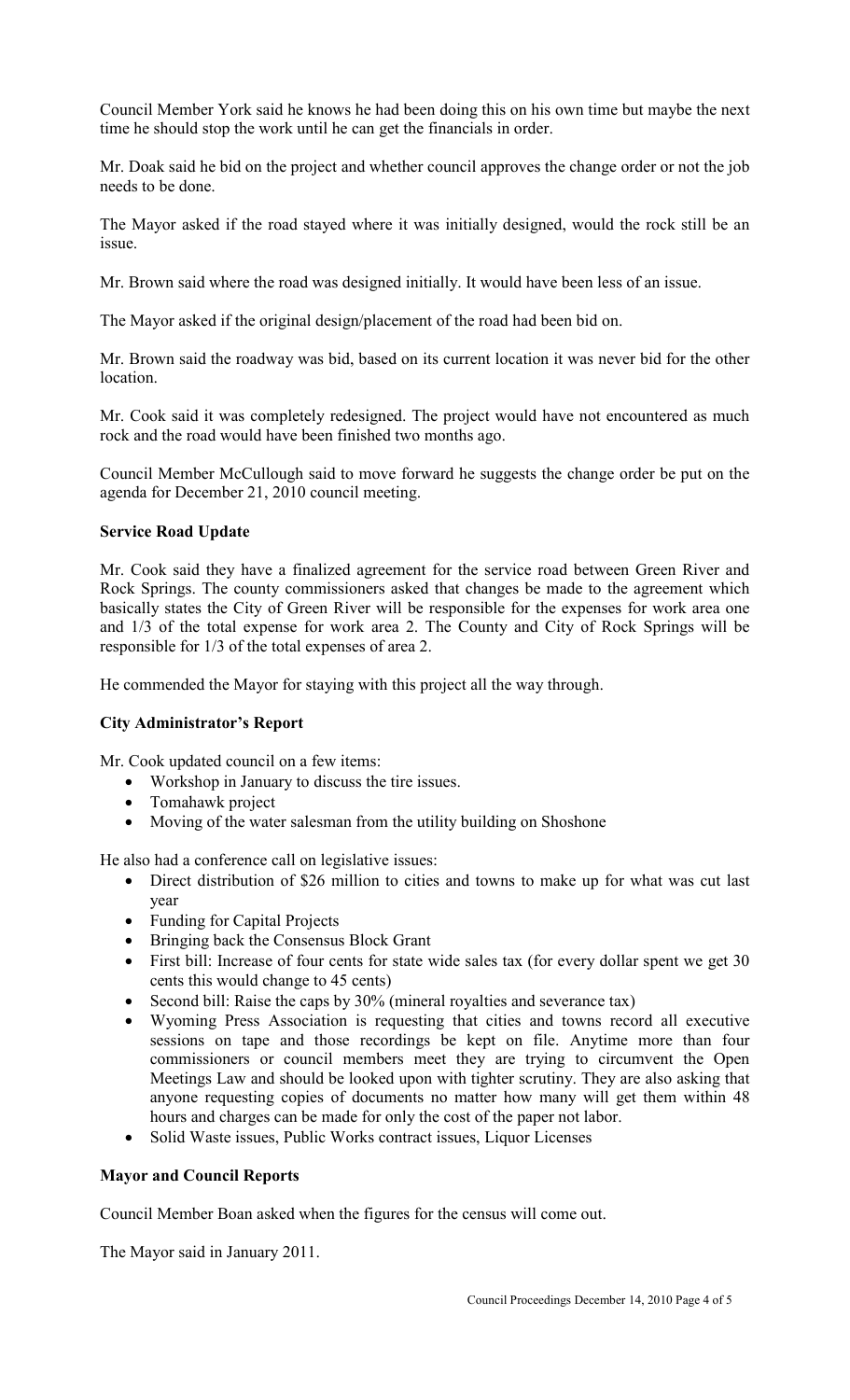Council Member York said he knows he had been doing this on his own time but maybe the next time he should stop the work until he can get the financials in order.

Mr. Doak said he bid on the project and whether council approves the change order or not the job needs to be done.

The Mayor asked if the road stayed where it was initially designed, would the rock still be an issue.

Mr. Brown said where the road was designed initially. It would have been less of an issue.

The Mayor asked if the original design/placement of the road had been bid on.

Mr. Brown said the roadway was bid, based on its current location it was never bid for the other location.

Mr. Cook said it was completely redesigned. The project would have not encountered as much rock and the road would have been finished two months ago.

Council Member McCullough said to move forward he suggests the change order be put on the agenda for December 21, 2010 council meeting.

**Service Road Update**

Mr. Cook said they have a finalized agreement for the service road between Green River and Rock Springs. The county commissioners asked that changes be made to the agreement which basically states the City of Green River will be responsible for the expenses for work area one and 1/3 of the total expense for work area 2. The County and City of Rock Springs will be responsible for 1/3 of the total expenses of area 2.

He commended the Mayor for staying with this project all the way through.

**City Administrator's Report**

Mr. Cook updated council on a few items:

- Workshop in January to discuss the tire issues.
- Tomahawk project
- Moving of the water salesman from the utility building on Shoshone

He also had a conference call on legislative issues:

- Direct distribution of $26 million to cities and towns to make up for what was cut last year
- Funding for Capital Projects
- Bringing back the Consensus Block Grant
- First bill: Increase of four cents for state wide sales tax (for every dollar spent we get 30 cents this would change to 45 cents)
- Second bill: Raise the caps by 30% (mineral royalties and severance tax)
- Wyoming Press Association is requesting that cities and towns record all executive sessions on tape and those recordings be kept on file. Anytime more than four commissioners or council members meet they are trying to circumvent the Open Meetings Law and should be looked upon with tighter scrutiny. They are also asking that anyone requesting copies of documents no matter how many will get them within 48 hours and charges can be made for only the cost of the paper not labor.
- Solid Waste issues, Public Works contract issues, Liquor Licenses

**Mayor and Council Reports**

Council Member Boan asked when the figures for the census will come out.

The Mayor said in January 2011.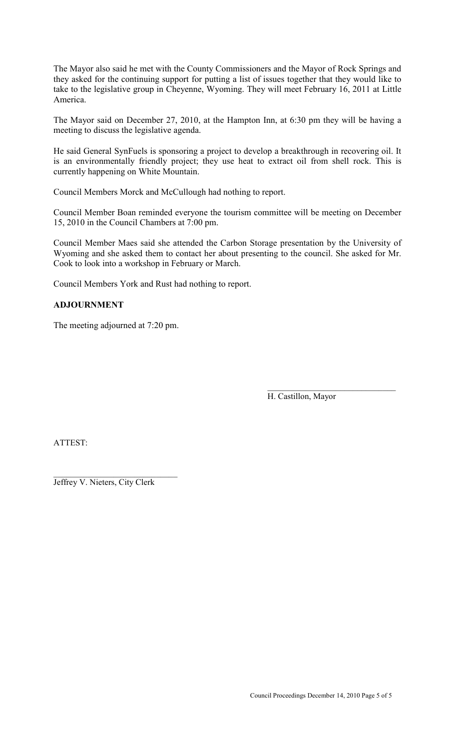The Mayor also said he met with the County Commissioners and the Mayor of Rock Springs and they asked for the continuing support for putting a list of issues together that they would like to take to the legislative group in Cheyenne, Wyoming. They will meet February 16, 2011 at Little America.

The Mayor said on December 27, 2010, at the Hampton Inn, at 6:30 pm they will be having a meeting to discuss the legislative agenda.

He said General SynFuels is sponsoring a project to develop a breakthrough in recovering oil. It is an environmentally friendly project; they use heat to extract oil from shell rock. This is currently happening on White Mountain.

Council Members Morck and McCullough had nothing to report.

Council Member Boan reminded everyone the tourism committee will be meeting on December 15, 2010 in the Council Chambers at 7:00 pm.

Council Member Maes said she attended the Carbon Storage presentation by the University of Wyoming and she asked them to contact her about presenting to the council. She asked for Mr. Cook to look into a workshop in February or March.

Council Members York and Rust had nothing to report.

**ADJOURNMENT**

The meeting adjourned at 7:20 pm.

\_\_\_\_\_\_\_\_\_\_\_\_\_\_\_\_\_\_\_\_\_\_\_\_\_\_\_\_\_\_
H. Castillon, Mayor

ATTEST:

\_\_\_\_\_\_\_\_\_\_\_\_\_\_\_\_\_\_\_\_\_\_\_\_\_\_\_\_\_\_
Jeffrey V. Nieters, City Clerk